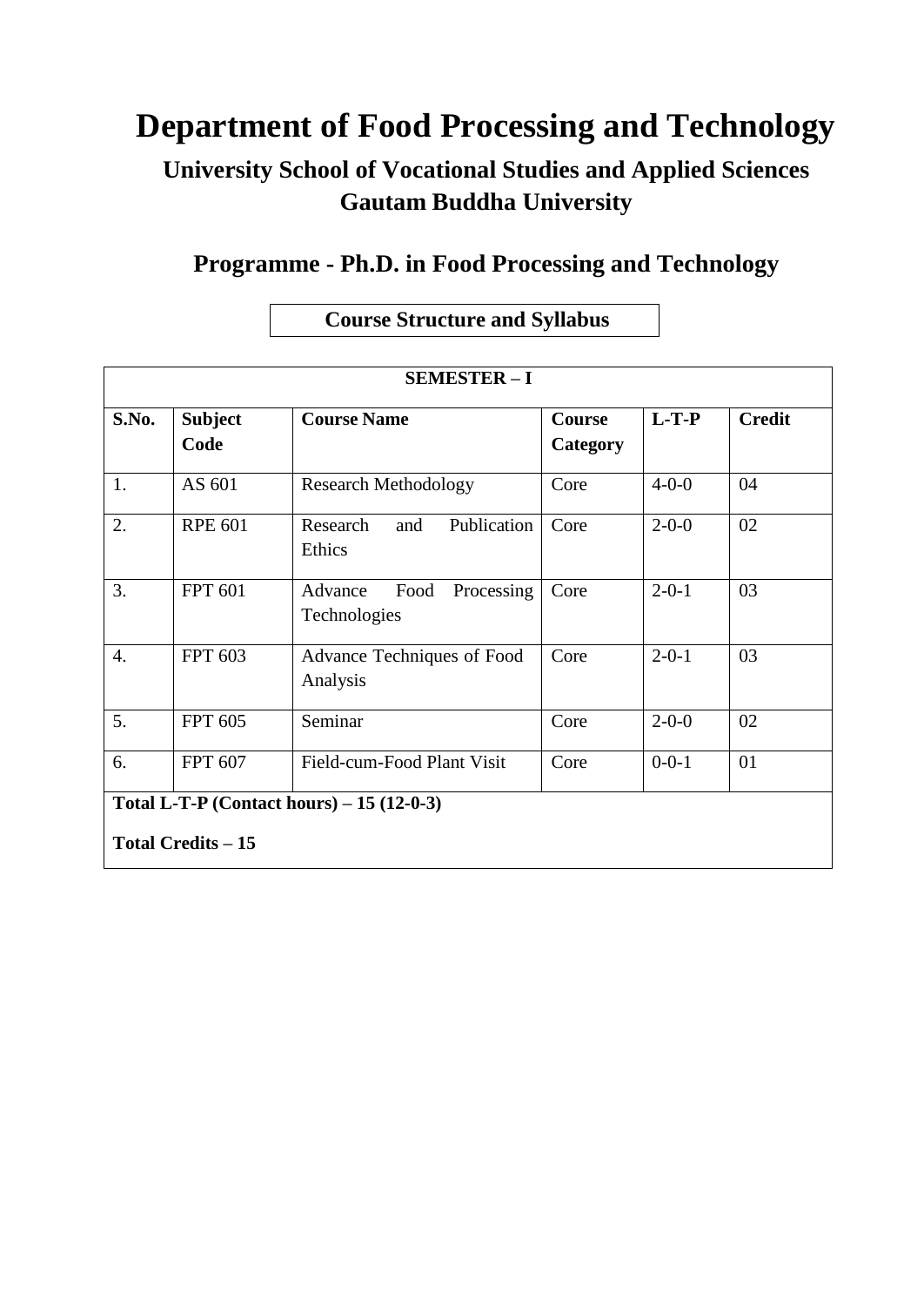# Department of Food Processing and Technology

## University School of Vocational Studies and Applied Sciences
## Gautam Buddha University

## Programme - Ph.D. in Food Processing and Technology

**Course Structure and Syllabus**

| SEMESTER – I | | | | | |
|---|---|---|---|---|---|
| **S.No.** | **Subject Code** | **Course Name** | **Course Category** | **L-T-P** | **Credit** |
| 1. | AS 601 | Research Methodology | Core | 4-0-0 | 04 |
| 2. | RPE 601 | Research and Publication Ethics | Core | 2-0-0 | 02 |
| 3. | FPT 601 | Advance Food Processing Technologies | Core | 2-0-1 | 03 |
| 4. | FPT 603 | Advance Techniques of Food Analysis | Core | 2-0-1 | 03 |
| 5. | FPT 605 | Seminar | Core | 2-0-0 | 02 |
| 6. | FPT 607 | Field-cum-Food Plant Visit | Core | 0-0-1 | 01 |
| **Total L-T-P (Contact hours) – 15 (12-0-3)** | | | | | |
| **Total Credits – 15** | | | | | |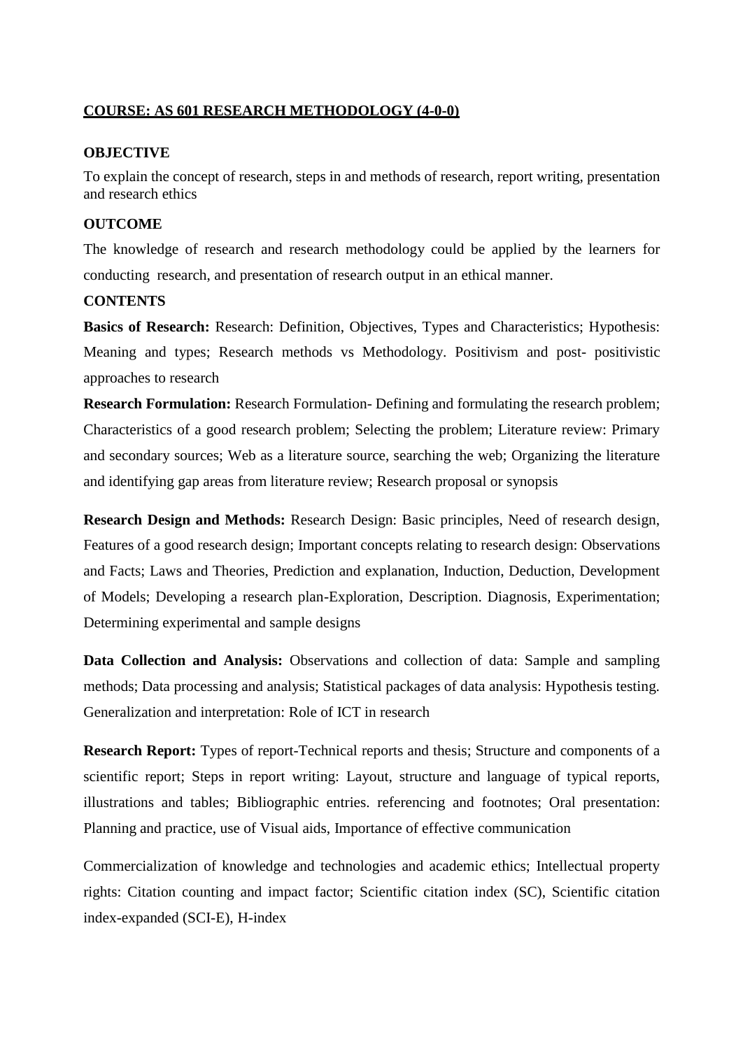## COURSE: AS 601 RESEARCH METHODOLOGY (4-0-0)

### OBJECTIVE

To explain the concept of research, steps in and methods of research, report writing, presentation and research ethics

### OUTCOME

The knowledge of research and research methodology could be applied by the learners for conducting research, and presentation of research output in an ethical manner.

### CONTENTS

**Basics of Research:** Research: Definition, Objectives, Types and Characteristics; Hypothesis: Meaning and types; Research methods vs Methodology. Positivism and post- positivistic approaches to research

**Research Formulation:** Research Formulation- Defining and formulating the research problem; Characteristics of a good research problem; Selecting the problem; Literature review: Primary and secondary sources; Web as a literature source, searching the web; Organizing the literature and identifying gap areas from literature review; Research proposal or synopsis

**Research Design and Methods:** Research Design: Basic principles, Need of research design, Features of a good research design; Important concepts relating to research design: Observations and Facts; Laws and Theories, Prediction and explanation, Induction, Deduction, Development of Models; Developing a research plan-Exploration, Description. Diagnosis, Experimentation; Determining experimental and sample designs

**Data Collection and Analysis:** Observations and collection of data: Sample and sampling methods; Data processing and analysis; Statistical packages of data analysis: Hypothesis testing. Generalization and interpretation: Role of ICT in research

**Research Report:** Types of report-Technical reports and thesis; Structure and components of a scientific report; Steps in report writing: Layout, structure and language of typical reports, illustrations and tables; Bibliographic entries. referencing and footnotes; Oral presentation: Planning and practice, use of Visual aids, Importance of effective communication

Commercialization of knowledge and technologies and academic ethics; Intellectual property rights: Citation counting and impact factor; Scientific citation index (SC), Scientific citation index-expanded (SCI-E), H-index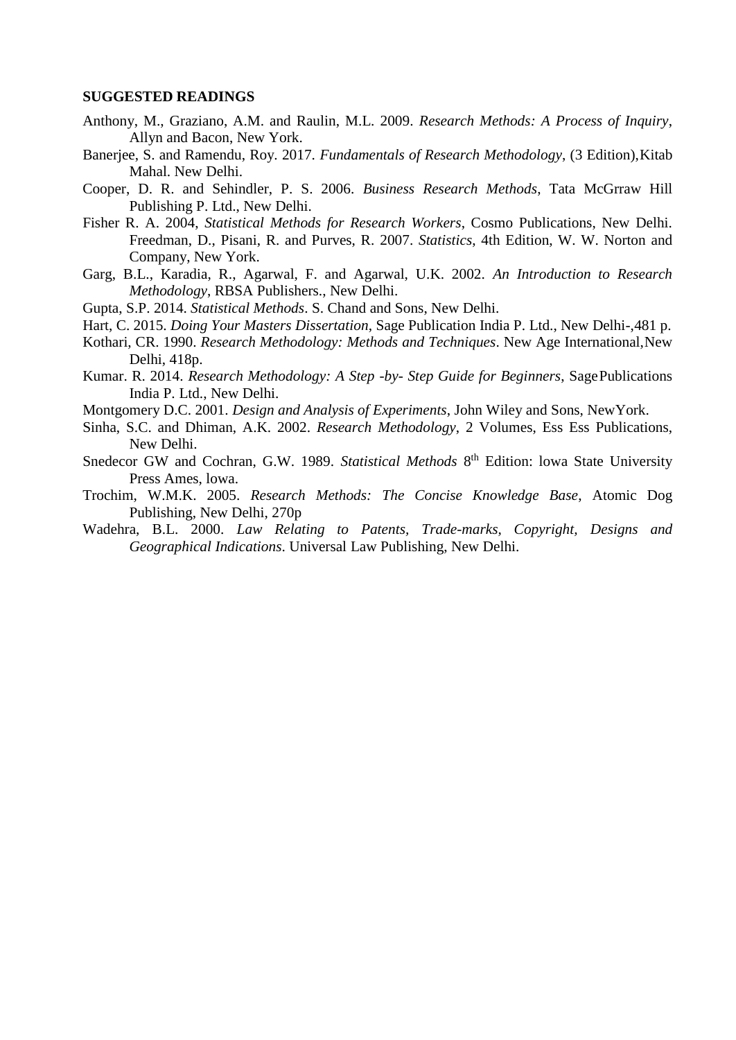**SUGGESTED READINGS**

Anthony, M., Graziano, A.M. and Raulin, M.L. 2009. *Research Methods: A Process of Inquiry*, Allyn and Bacon, New York.

Banerjee, S. and Ramendu, Roy. 2017. *Fundamentals of Research Methodology*, (3 Edition),Kitab Mahal. New Delhi.

Cooper, D. R. and Sehindler, P. S. 2006. *Business Research Methods*, Tata McGrraw Hill Publishing P. Ltd., New Delhi.

Fisher R. A. 2004, *Statistical Methods for Research Workers*, Cosmo Publications, New Delhi. Freedman, D., Pisani, R. and Purves, R. 2007. *Statistics*, 4th Edition, W. W. Norton and Company, New York.

Garg, B.L., Karadia, R., Agarwal, F. and Agarwal, U.K. 2002. *An Introduction to Research Methodology*, RBSA Publishers., New Delhi.

Gupta, S.P. 2014. *Statistical Methods*. S. Chand and Sons, New Delhi.

Hart, C. 2015. *Doing Your Masters Dissertation*, Sage Publication India P. Ltd., New Delhi-,481 p.

Kothari, CR. 1990. *Research Methodology: Methods and Techniques*. New Age International,New Delhi, 418p.

Kumar. R. 2014. *Research Methodology: A Step -by- Step Guide for Beginners*, SagePublications India P. Ltd., New Delhi.

Montgomery D.C. 2001. *Design and Analysis of Experiments*, John Wiley and Sons, NewYork.

Sinha, S.C. and Dhiman, A.K. 2002. *Research Methodology*, 2 Volumes, Ess Ess Publications, New Delhi.

Snedecor GW and Cochran, G.W. 1989. *Statistical Methods* 8th Edition: lowa State University Press Ames, lowa.

Trochim, W.M.K. 2005. *Research Methods: The Concise Knowledge Base*, Atomic Dog Publishing, New Delhi, 270p

Wadehra, B.L. 2000. *Law Relating to Patents, Trade-marks, Copyright, Designs and Geographical Indications*. Universal Law Publishing, New Delhi.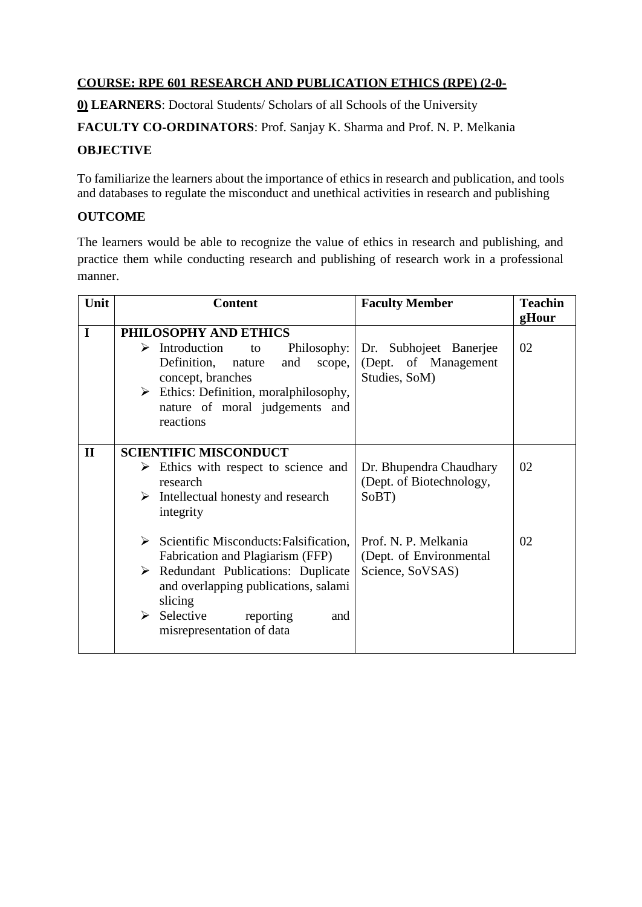**COURSE: RPE 601 RESEARCH AND PUBLICATION ETHICS (RPE) (2-0-0)** **LEARNERS**: Doctoral Students/ Scholars of all Schools of the University

**FACULTY CO-ORDINATORS**: Prof. Sanjay K. Sharma and Prof. N. P. Melkania

**OBJECTIVE**

To familiarize the learners about the importance of ethics in research and publication, and tools and databases to regulate the misconduct and unethical activities in research and publishing

**OUTCOME**

The learners would be able to recognize the value of ethics in research and publishing, and practice them while conducting research and publishing of research work in a professional manner.

| Unit | Content | Faculty Member | Teachin gHour |
|---|---|---|---|
| **I** | **PHILOSOPHY AND ETHICS**<br>➢ Introduction to Philosophy: Definition, nature and scope, concept, branches<br>➢ Ethics: Definition, moralphilosophy, nature of moral judgements and reactions | Dr. Subhojeet Banerjee (Dept. of Management Studies, SoM) | 02 |
| **II** | **SCIENTIFIC MISCONDUCT**<br>➢ Ethics with respect to science and research<br>➢ Intellectual honesty and research integrity | Dr. Bhupendra Chaudhary (Dept. of Biotechnology, SoBT) | 02 |
| | ➢ Scientific Misconducts:Falsification, Fabrication and Plagiarism (FFP)<br>➢ Redundant Publications: Duplicate and overlapping publications, salami slicing<br>➢ Selective reporting and misrepresentation of data | Prof. N. P. Melkania (Dept. of Environmental Science, SoVSAS) | 02 |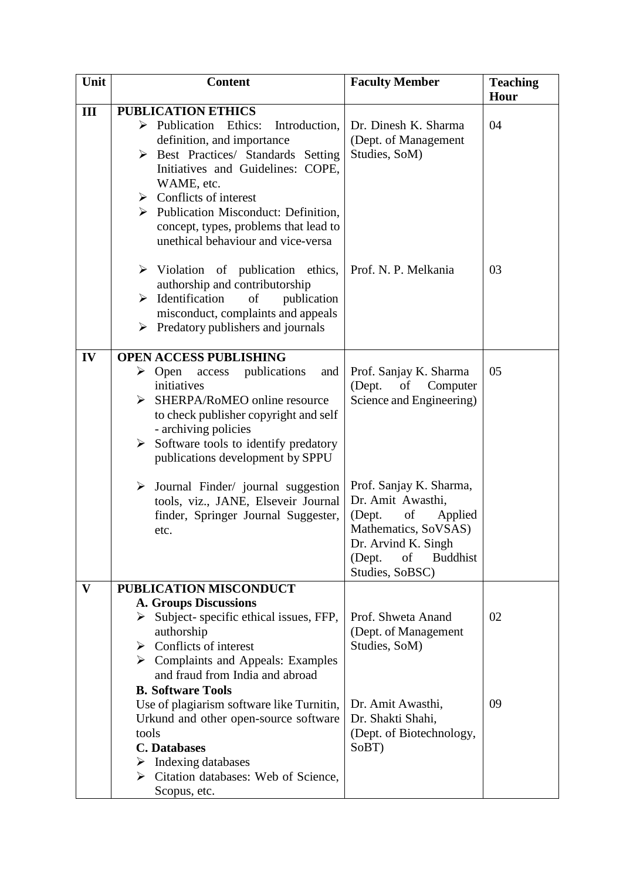| Unit | Content | Faculty Member | Teaching Hour |
|---|---|---|---|
| III | **PUBLICATION ETHICS**<br>➢ Publication Ethics: Introduction, definition, and importance<br>➢ Best Practices/ Standards Setting Initiatives and Guidelines: COPE, WAME, etc.<br>➢ Conflicts of interest<br>➢ Publication Misconduct: Definition, concept, types, problems that lead to unethical behaviour and vice-versa | Dr. Dinesh K. Sharma (Dept. of Management Studies, SoM) | 04 |
| | ➢ Violation of publication ethics, authorship and contributorship<br>➢ Identification of publication misconduct, complaints and appeals<br>➢ Predatory publishers and journals | Prof. N. P. Melkania | 03 |
| IV | **OPEN ACCESS PUBLISHING**<br>➢ Open access publications and initiatives<br>➢ SHERPA/RoMEO online resource to check publisher copyright and self - archiving policies<br>➢ Software tools to identify predatory publications development by SPPU | Prof. Sanjay K. Sharma (Dept. of Computer Science and Engineering) | 05 |
| | ➢ Journal Finder/ journal suggestion tools, viz., JANE, Elseveir Journal finder, Springer Journal Suggester, etc. | Prof. Sanjay K. Sharma, Dr. Amit Awasthi, (Dept. of Applied Mathematics, SoVSAS) Dr. Arvind K. Singh (Dept. of Buddhist Studies, SoBSC) | |
| V | **PUBLICATION MISCONDUCT**<br>**A. Groups Discussions**<br>➢ Subject- specific ethical issues, FFP, authorship<br>➢ Conflicts of interest<br>➢ Complaints and Appeals: Examples and fraud from India and abroad | Prof. Shweta Anand (Dept. of Management Studies, SoM) | 02 |
| | **B. Software Tools**<br>Use of plagiarism software like Turnitin, Urkund and other open-source software tools<br>**C. Databases**<br>➢ Indexing databases<br>➢ Citation databases: Web of Science, Scopus, etc. | Dr. Amit Awasthi, Dr. Shakti Shahi, (Dept. of Biotechnology, SoBT) | 09 |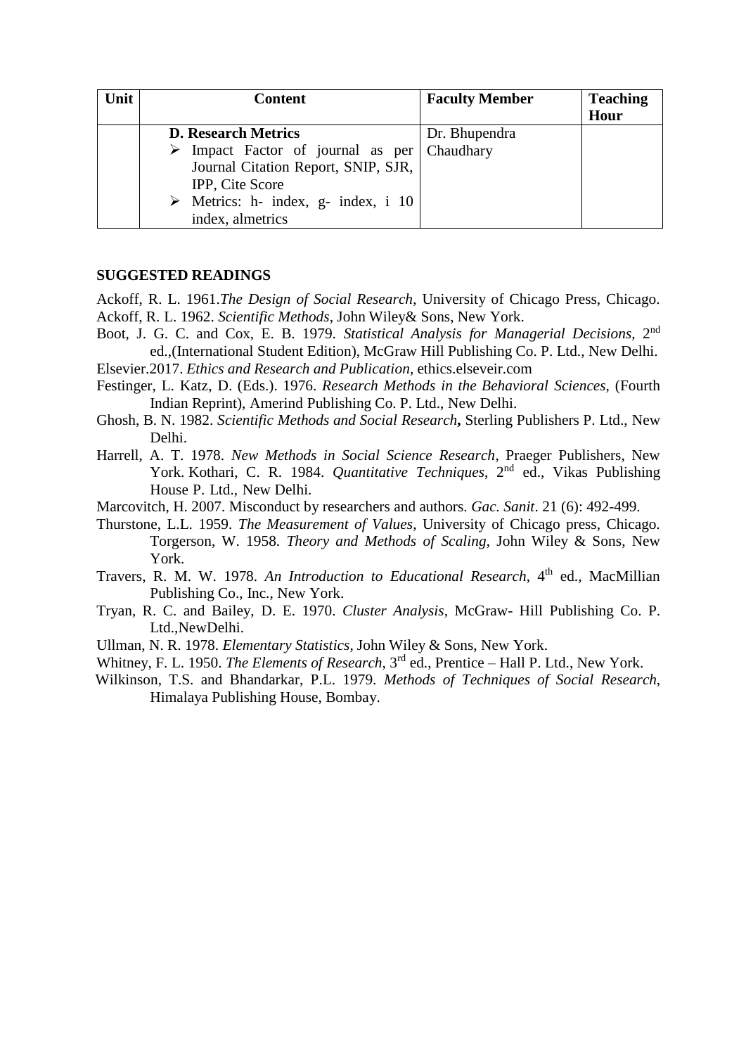| Unit | Content | Faculty Member | Teaching Hour |
|---|---|---|---|
| | **D. Research Metrics**<br>➢ Impact Factor of journal as per Journal Citation Report, SNIP, SJR, IPP, Cite Score<br>➢ Metrics: h- index, g- index, i 10 index, almetrics | Dr. Bhupendra Chaudhary | |

**SUGGESTED READINGS**

Ackoff, R. L. 1961.*The Design of Social Research*, University of Chicago Press, Chicago.

Ackoff, R. L. 1962. *Scientific Methods*, John Wiley& Sons, New York.

Boot, J. G. C. and Cox, E. B. 1979. *Statistical Analysis for Managerial Decisions*, 2nd ed.,(International Student Edition), McGraw Hill Publishing Co. P. Ltd., New Delhi.

Elsevier.2017. *Ethics and Research and Publication*, ethics.elseveir.com

Festinger, L. Katz, D. (Eds.). 1976. *Research Methods in the Behavioral Sciences*, (Fourth Indian Reprint), Amerind Publishing Co. P. Ltd., New Delhi.

Ghosh, B. N. 1982. *Scientific Methods and Social Research***,** Sterling Publishers P. Ltd., New Delhi.

Harrell, A. T. 1978. *New Methods in Social Science Research*, Praeger Publishers, New York. Kothari, C. R. 1984. *Quantitative Techniques*, 2nd ed., Vikas Publishing House P. Ltd., New Delhi.

Marcovitch, H. 2007. Misconduct by researchers and authors. *Gac. Sanit*. 21 (6): 492-499.

Thurstone, L.L. 1959. *The Measurement of Values*, University of Chicago press, Chicago. Torgerson, W. 1958. *Theory and Methods of Scaling*, John Wiley & Sons, New York.

Travers, R. M. W. 1978. *An Introduction to Educational Research*, 4th ed., MacMillian Publishing Co., Inc., New York.

Tryan, R. C. and Bailey, D. E. 1970. *Cluster Analysis*, McGraw- Hill Publishing Co. P. Ltd.,NewDelhi.

Ullman, N. R. 1978. *Elementary Statistics*, John Wiley & Sons, New York.

Whitney, F. L. 1950. *The Elements of Research*, 3rd ed., Prentice – Hall P. Ltd., New York.

Wilkinson, T.S. and Bhandarkar, P.L. 1979. *Methods of Techniques of Social Research*, Himalaya Publishing House, Bombay.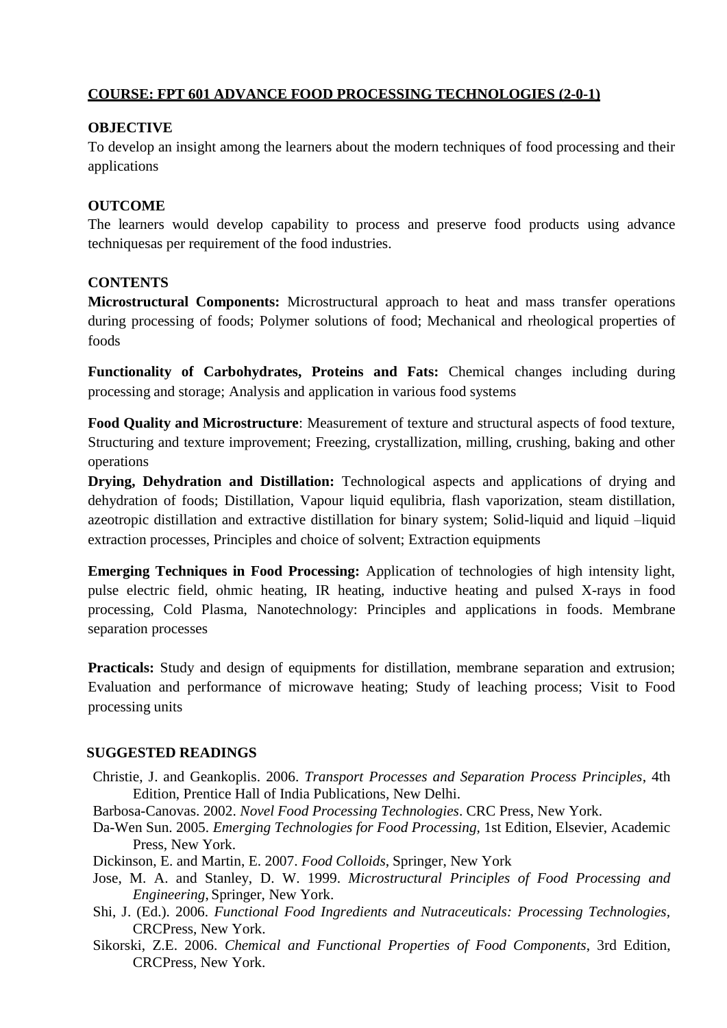## COURSE: FPT 601 ADVANCE FOOD PROCESSING TECHNOLOGIES (2-0-1)

**OBJECTIVE**

To develop an insight among the learners about the modern techniques of food processing and their applications

**OUTCOME**

The learners would develop capability to process and preserve food products using advance techniquesas per requirement of the food industries.

**CONTENTS**

**Microstructural Components:** Microstructural approach to heat and mass transfer operations during processing of foods; Polymer solutions of food; Mechanical and rheological properties of foods

**Functionality of Carbohydrates, Proteins and Fats:** Chemical changes including during processing and storage; Analysis and application in various food systems

**Food Quality and Microstructure**: Measurement of texture and structural aspects of food texture, Structuring and texture improvement; Freezing, crystallization, milling, crushing, baking and other operations

**Drying, Dehydration and Distillation:** Technological aspects and applications of drying and dehydration of foods; Distillation, Vapour liquid equlibria, flash vaporization, steam distillation, azeotropic distillation and extractive distillation for binary system; Solid-liquid and liquid –liquid extraction processes, Principles and choice of solvent; Extraction equipments

**Emerging Techniques in Food Processing:** Application of technologies of high intensity light, pulse electric field, ohmic heating, IR heating, inductive heating and pulsed X-rays in food processing, Cold Plasma, Nanotechnology: Principles and applications in foods. Membrane separation processes

**Practicals:** Study and design of equipments for distillation, membrane separation and extrusion; Evaluation and performance of microwave heating; Study of leaching process; Visit to Food processing units

**SUGGESTED READINGS**

Christie, J. and Geankoplis. 2006. *Transport Processes and Separation Process Principles*, 4th Edition, Prentice Hall of India Publications, New Delhi.

Barbosa-Canovas. 2002. *Novel Food Processing Technologies*. CRC Press, New York.

Da-Wen Sun. 2005. *Emerging Technologies for Food Processing*, 1st Edition, Elsevier, Academic Press, New York.

Dickinson, E. and Martin, E. 2007. *Food Colloids*, Springer, New York

Jose, M. A. and Stanley, D. W. 1999. *Microstructural Principles of Food Processing and Engineering*, Springer, New York.

Shi, J. (Ed.). 2006. *Functional Food Ingredients and Nutraceuticals: Processing Technologies,* CRCPress, New York.

Sikorski, Z.E. 2006. *Chemical and Functional Properties of Food Components*, 3rd Edition, CRCPress, New York.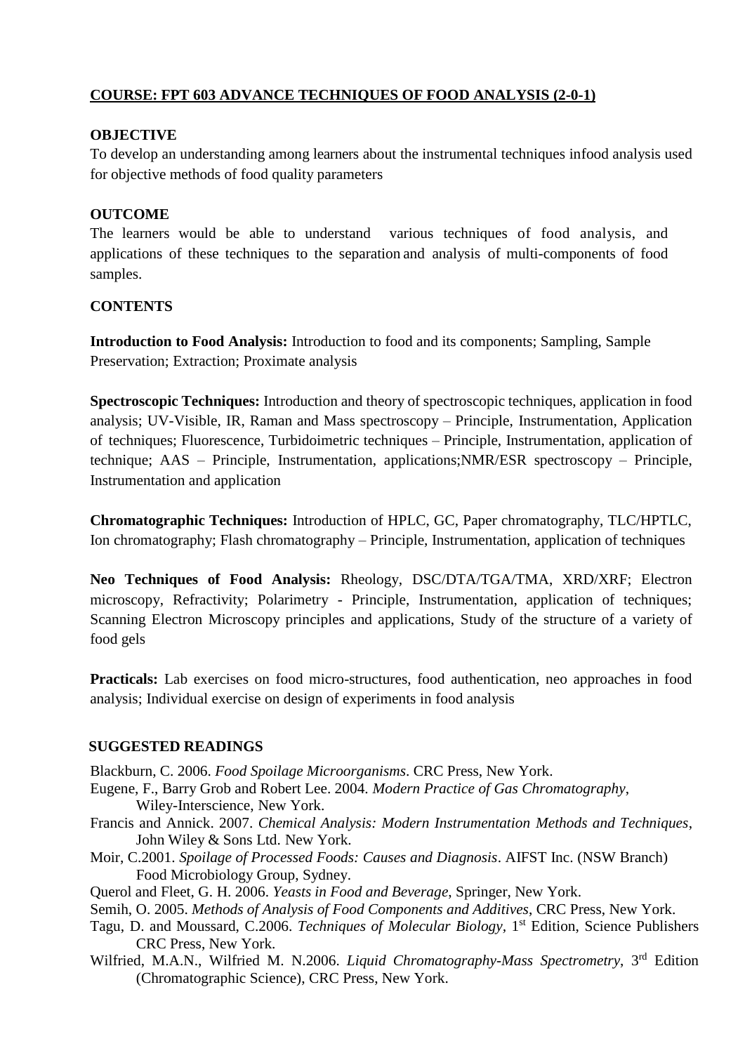## COURSE: FPT 603 ADVANCE TECHNIQUES OF FOOD ANALYSIS (2-0-1)

**OBJECTIVE**

To develop an understanding among learners about the instrumental techniques infood analysis used for objective methods of food quality parameters

**OUTCOME**

The learners would be able to understand various techniques of food analysis, and applications of these techniques to the separation and analysis of multi-components of food samples.

**CONTENTS**

**Introduction to Food Analysis:** Introduction to food and its components; Sampling, Sample Preservation; Extraction; Proximate analysis

**Spectroscopic Techniques:** Introduction and theory of spectroscopic techniques, application in food analysis; UV-Visible, IR, Raman and Mass spectroscopy – Principle, Instrumentation, Application of techniques; Fluorescence, Turbidoimetric techniques – Principle, Instrumentation, application of technique; AAS – Principle, Instrumentation, applications;NMR/ESR spectroscopy – Principle, Instrumentation and application

**Chromatographic Techniques:** Introduction of HPLC, GC, Paper chromatography, TLC/HPTLC, Ion chromatography; Flash chromatography – Principle, Instrumentation, application of techniques

**Neo Techniques of Food Analysis:** Rheology, DSC/DTA/TGA/TMA, XRD/XRF; Electron microscopy, Refractivity; Polarimetry - Principle, Instrumentation, application of techniques; Scanning Electron Microscopy principles and applications, Study of the structure of a variety of food gels

**Practicals:** Lab exercises on food micro-structures, food authentication, neo approaches in food analysis; Individual exercise on design of experiments in food analysis

**SUGGESTED READINGS**

Blackburn, C. 2006. *Food Spoilage Microorganisms*. CRC Press, New York.

Eugene, F., Barry Grob and Robert Lee. 2004. *Modern Practice of Gas Chromatography*, Wiley-Interscience, New York.

Francis and Annick. 2007. *Chemical Analysis: Modern Instrumentation Methods and Techniques*, John Wiley & Sons Ltd. New York.

Moir, C.2001. *Spoilage of Processed Foods: Causes and Diagnosis*. AIFST Inc. (NSW Branch) Food Microbiology Group, Sydney.

Querol and Fleet, G. H. 2006. *Yeasts in Food and Beverage*, Springer, New York.

Semih, O. 2005. *Methods of Analysis of Food Components and Additives*, CRC Press, New York.

Tagu, D. and Moussard, C.2006. *Techniques of Molecular Biology*, 1st Edition, Science Publishers CRC Press, New York.

Wilfried, M.A.N., Wilfried M. N.2006. *Liquid Chromatography-Mass Spectrometry*, 3rd Edition (Chromatographic Science), CRC Press, New York.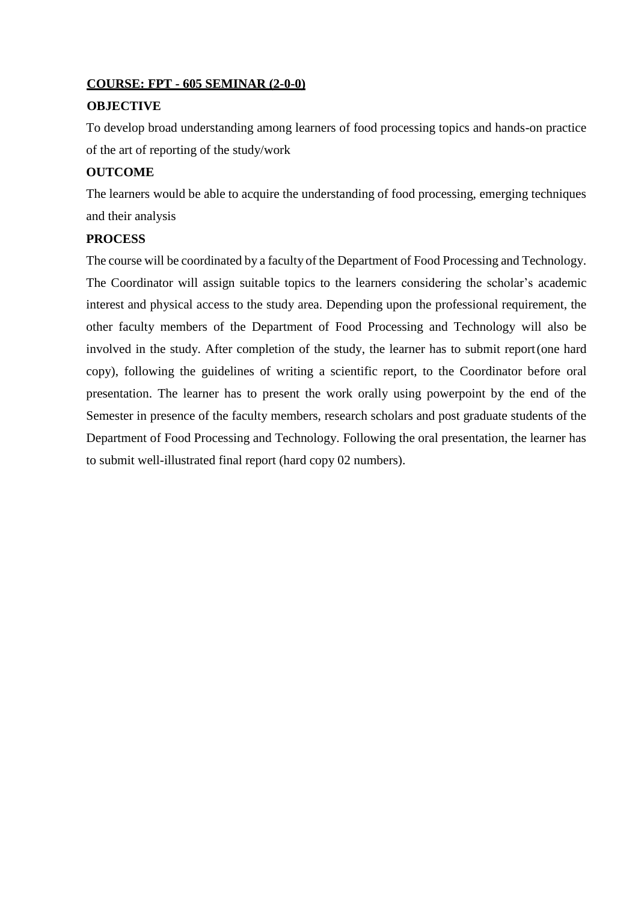## COURSE: FPT - 605 SEMINAR (2-0-0)

**OBJECTIVE**

To develop broad understanding among learners of food processing topics and hands-on practice of the art of reporting of the study/work

**OUTCOME**

The learners would be able to acquire the understanding of food processing, emerging techniques and their analysis

**PROCESS**

The course will be coordinated by a faculty of the Department of Food Processing and Technology. The Coordinator will assign suitable topics to the learners considering the scholar's academic interest and physical access to the study area. Depending upon the professional requirement, the other faculty members of the Department of Food Processing and Technology will also be involved in the study. After completion of the study, the learner has to submit report (one hard copy), following the guidelines of writing a scientific report, to the Coordinator before oral presentation. The learner has to present the work orally using powerpoint by the end of the Semester in presence of the faculty members, research scholars and post graduate students of the Department of Food Processing and Technology. Following the oral presentation, the learner has to submit well-illustrated final report (hard copy 02 numbers).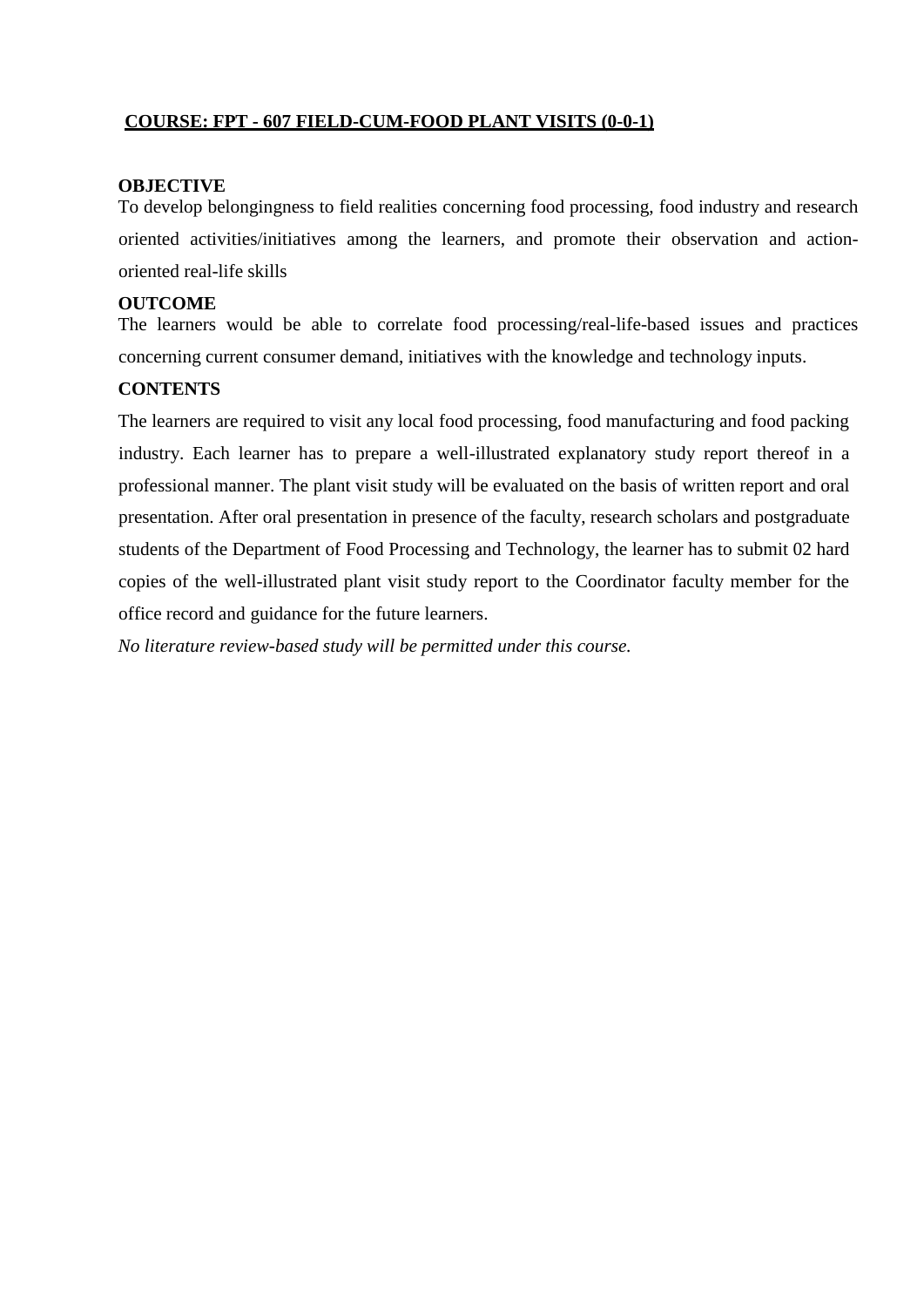## COURSE: FPT - 607 FIELD-CUM-FOOD PLANT VISITS (0-0-1)

**OBJECTIVE**

To develop belongingness to field realities concerning food processing, food industry and research oriented activities/initiatives among the learners, and promote their observation and action-oriented real-life skills

**OUTCOME**

The learners would be able to correlate food processing/real-life-based issues and practices concerning current consumer demand, initiatives with the knowledge and technology inputs.

**CONTENTS**

The learners are required to visit any local food processing, food manufacturing and food packing industry. Each learner has to prepare a well-illustrated explanatory study report thereof in a professional manner. The plant visit study will be evaluated on the basis of written report and oral presentation. After oral presentation in presence of the faculty, research scholars and postgraduate students of the Department of Food Processing and Technology, the learner has to submit 02 hard copies of the well-illustrated plant visit study report to the Coordinator faculty member for the office record and guidance for the future learners.

*No literature review-based study will be permitted under this course.*